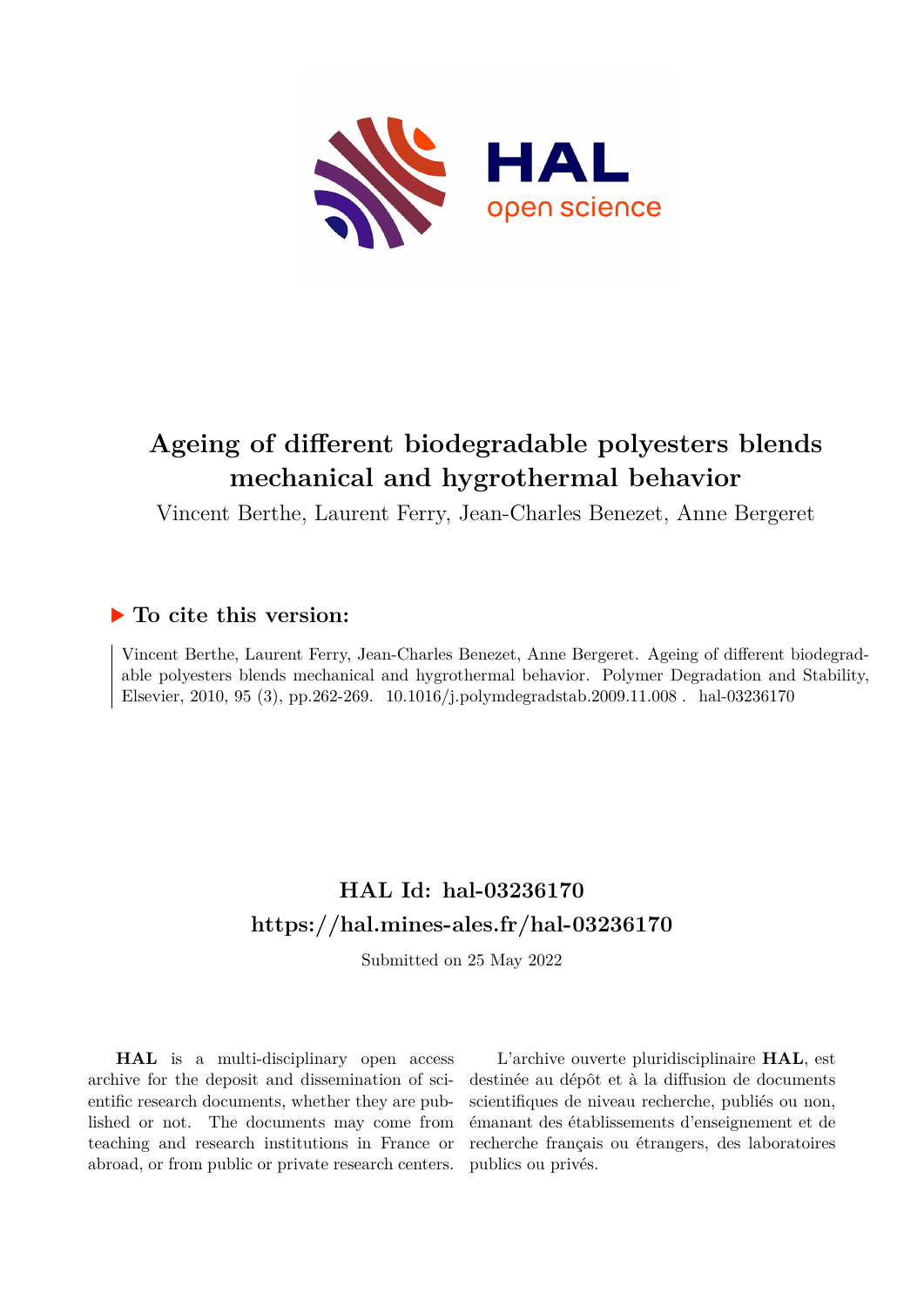# Ageing of different biodegradable polyesters blends mechanical and hygrothermal behavior

Vincent Berthe, Laurent Ferry, Jean-Charles Benezet, Anne Bergeret

## ▶ To cite this version:

Vincent Berthe, Laurent Ferry, Jean-Charles Benezet, Anne Bergeret. Ageing of different biodegradable polyesters blends mechanical and hygrothermal behavior. Polymer Degradation and Stability, Elsevier, 2010, 95 (3), pp.262-269. 10.1016/j.polymdegradstab.2009.11.008 . hal-03236170

## HAL Id: hal-03236170
## https://hal.mines-ales.fr/hal-03236170

Submitted on 25 May 2022

**HAL** is a multi-disciplinary open access archive for the deposit and dissemination of scientific research documents, whether they are published or not. The documents may come from teaching and research institutions in France or abroad, or from public or private research centers.

L'archive ouverte pluridisciplinaire **HAL**, est destinée au dépôt et à la diffusion de documents scientifiques de niveau recherche, publiés ou non, émanant des établissements d'enseignement et de recherche français ou étrangers, des laboratoires publics ou privés.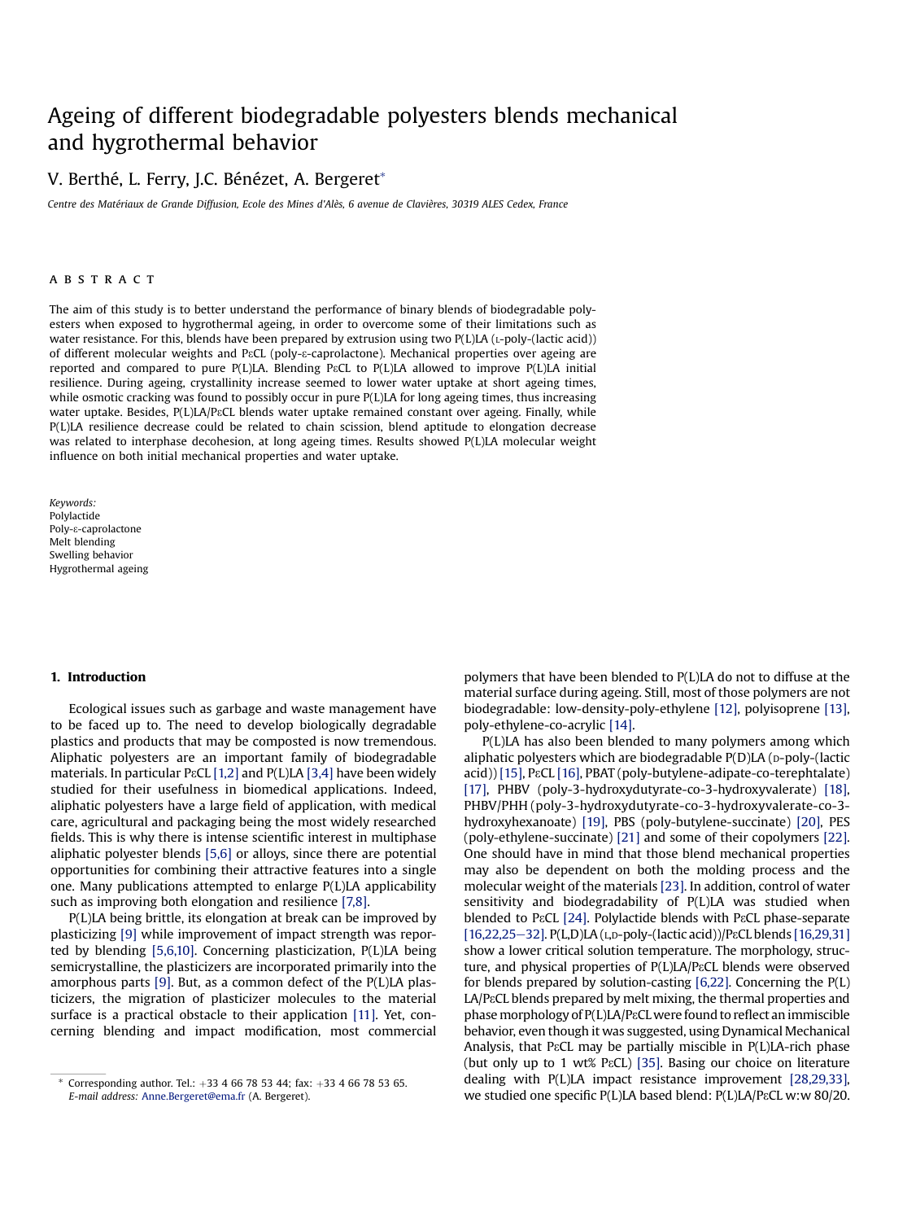# Ageing of different biodegradable polyesters blends mechanical and hygrothermal behavior

V. Berthé, L. Ferry, J.C. Bénézet, A. Bergeret*

*Centre des Matériaux de Grande Diffusion, Ecole des Mines d'Alès, 6 avenue de Clavières, 30319 ALES Cedex, France*

## ABSTRACT

The aim of this study is to better understand the performance of binary blends of biodegradable polyesters when exposed to hygrothermal ageing, in order to overcome some of their limitations such as water resistance. For this, blends have been prepared by extrusion using two P(L)LA (L-poly-(lactic acid)) of different molecular weights and PεCL (poly-ε-caprolactone). Mechanical properties over ageing are reported and compared to pure P(L)LA. Blending PεCL to P(L)LA allowed to improve P(L)LA initial resilience. During ageing, crystallinity increase seemed to lower water uptake at short ageing times, while osmotic cracking was found to possibly occur in pure P(L)LA for long ageing times, thus increasing water uptake. Besides, P(L)LA/PεCL blends water uptake remained constant over ageing. Finally, while P(L)LA resilience decrease could be related to chain scission, blend aptitude to elongation decrease was related to interphase decohesion, at long ageing times. Results showed P(L)LA molecular weight influence on both initial mechanical properties and water uptake.

*Keywords:*
Polylactide
Poly-ε-caprolactone
Melt blending
Swelling behavior
Hygrothermal ageing

## 1. Introduction

Ecological issues such as garbage and waste management have to be faced up to. The need to develop biologically degradable plastics and products that may be composted is now tremendous. Aliphatic polyesters are an important family of biodegradable materials. In particular PεCL [1,2] and P(L)LA [3,4] have been widely studied for their usefulness in biomedical applications. Indeed, aliphatic polyesters have a large field of application, with medical care, agricultural and packaging being the most widely researched fields. This is why there is intense scientific interest in multiphase aliphatic polyester blends [5,6] or alloys, since there are potential opportunities for combining their attractive features into a single one. Many publications attempted to enlarge P(L)LA applicability such as improving both elongation and resilience [7,8].

P(L)LA being brittle, its elongation at break can be improved by plasticizing [9] while improvement of impact strength was reported by blending [5,6,10]. Concerning plasticization, P(L)LA being semicrystalline, the plasticizers are incorporated primarily into the amorphous parts [9]. But, as a common defect of the P(L)LA plasticizers, the migration of plasticizer molecules to the material surface is a practical obstacle to their application [11]. Yet, concerning blending and impact modification, most commercial polymers that have been blended to P(L)LA do not to diffuse at the material surface during ageing. Still, most of those polymers are not biodegradable: low-density-poly-ethylene [12], polyisoprene [13], poly-ethylene-co-acrylic [14].

P(L)LA has also been blended to many polymers among which aliphatic polyesters which are biodegradable P(D)LA (D-poly-(lactic acid)) [15], PεCL [16], PBAT (poly-butylene-adipate-co-terephtalate) [17], PHBV (poly-3-hydroxydutyrate-co-3-hydroxyvalerate) [18], PHBV/PHH (poly-3-hydroxydutyrate-co-3-hydroxyvalerate-co-3-hydroxyhexanoate) [19], PBS (poly-butylene-succinate) [20], PES (poly-ethylene-succinate) [21] and some of their copolymers [22]. One should have in mind that those blend mechanical properties may also be dependent on both the molding process and the molecular weight of the materials [23]. In addition, control of water sensitivity and biodegradability of P(L)LA was studied when blended to PεCL [24]. Polylactide blends with PεCL phase-separate [16,22,25–32]. P(L,D)LA (L,D-poly-(lactic acid))/PεCL blends [16,29,31] show a lower critical solution temperature. The morphology, structure, and physical properties of P(L)LA/PεCL blends were observed for blends prepared by solution-casting [6,22]. Concerning the P(L)LA/PεCL blends prepared by melt mixing, the thermal properties and phase morphology of P(L)LA/PεCL were found to reflect an immiscible behavior, even though it was suggested, using Dynamical Mechanical Analysis, that PεCL may be partially miscible in P(L)LA-rich phase (but only up to 1 wt% PεCL) [35]. Basing our choice on literature dealing with P(L)LA impact resistance improvement [28,29,33], we studied one specific P(L)LA based blend: P(L)LA/PεCL w:w 80/20.

* Corresponding author. Tel.: +33 4 66 78 53 44; fax: +33 4 66 78 53 65.
*E-mail address:* Anne.Bergeret@ema.fr (A. Bergeret).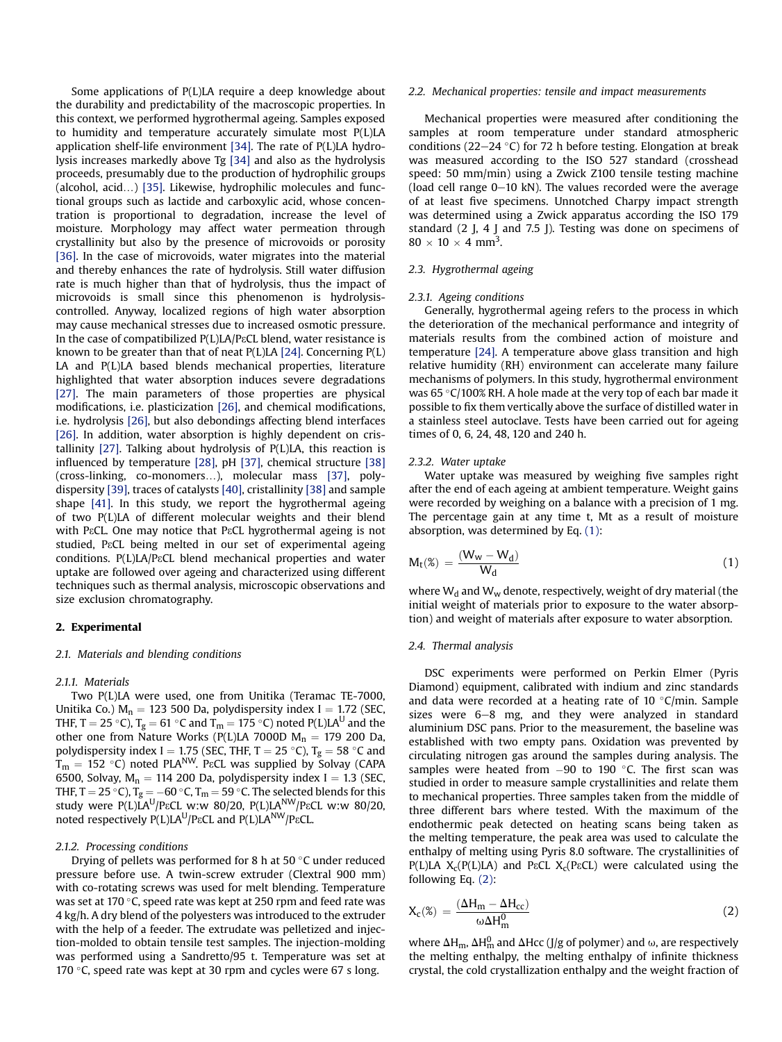Some applications of P(L)LA require a deep knowledge about the durability and predictability of the macroscopic properties. In this context, we performed hygrothermal ageing. Samples exposed to humidity and temperature accurately simulate most P(L)LA application shelf-life environment [34]. The rate of P(L)LA hydrolysis increases markedly above Tg [34] and also as the hydrolysis proceeds, presumably due to the production of hydrophilic groups (alcohol, acid…) [35]. Likewise, hydrophilic molecules and functional groups such as lactide and carboxylic acid, whose concentration is proportional to degradation, increase the level of moisture. Morphology may affect water permeation through crystallinity but also by the presence of microvoids or porosity [36]. In the case of microvoids, water migrates into the material and thereby enhances the rate of hydrolysis. Still water diffusion rate is much higher than that of hydrolysis, thus the impact of microvoids is small since this phenomenon is hydrolysis-controlled. Anyway, localized regions of high water absorption may cause mechanical stresses due to increased osmotic pressure. In the case of compatibilized P(L)LA/PεCL blend, water resistance is known to be greater than that of neat P(L)LA [24]. Concerning P(L)LA and P(L)LA based blends mechanical properties, literature highlighted that water absorption induces severe degradations [27]. The main parameters of those properties are physical modifications, i.e. plasticization [26], and chemical modifications, i.e. hydrolysis [26], but also debondings affecting blend interfaces [26]. In addition, water absorption is highly dependent on cristallinity [27]. Talking about hydrolysis of P(L)LA, this reaction is influenced by temperature [28], pH [37], chemical structure [38] (cross-linking, co-monomers…), molecular mass [37], polydispersity [39], traces of catalysts [40], cristallinity [38] and sample shape [41]. In this study, we report the hygrothermal ageing of two P(L)LA of different molecular weights and their blend with PεCL. One may notice that PεCL hygrothermal ageing is not studied, PεCL being melted in our set of experimental ageing conditions. P(L)LA/PεCL blend mechanical properties and water uptake are followed over ageing and characterized using different techniques such as thermal analysis, microscopic observations and size exclusion chromatography.

## 2. Experimental

### 2.1. Materials and blending conditions

#### 2.1.1. Materials

Two P(L)LA were used, one from Unitika (Teramac TE-7000, Unitika Co.) $M_n = 123\,500$ Da, polydispersity index I = 1.72 (SEC, THF, T = 25 °C), $T_g = 61$ °C and $T_m = 175$ °C) noted P(L)LA$^{U}$ and the other one from Nature Works (P(L)LA 7000D $M_n = 179\,200$ Da, polydispersity index I = 1.75 (SEC, THF, T = 25 °C), $T_g = 58$ °C and $T_m = 152$ °C) noted PLA$^{NW}$. PεCL was supplied by Solvay (CAPA 6500, Solvay, $M_n = 114\,200$ Da, polydispersity index I = 1.3 (SEC, THF, T = 25 °C), $T_g = -60$ °C, $T_m = 59$ °C. The selected blends for this study were P(L)LA$^{U}$/PεCL w:w 80/20, P(L)LA$^{NW}$/PεCL w:w 80/20, noted respectively P(L)LA$^{U}$/PεCL and P(L)LA$^{NW}$/PεCL.

#### 2.1.2. Processing conditions

Drying of pellets was performed for 8 h at 50 °C under reduced pressure before use. A twin-screw extruder (Clextral 900 mm) with co-rotating screws was used for melt blending. Temperature was set at 170 °C, speed rate was kept at 250 rpm and feed rate was 4 kg/h. A dry blend of the polyesters was introduced to the extruder with the help of a feeder. The extrudate was pelletized and injection-molded to obtain tensile test samples. The injection-molding was performed using a Sandretto/95 t. Temperature was set at 170 °C, speed rate was kept at 30 rpm and cycles were 67 s long.

### 2.2. Mechanical properties: tensile and impact measurements

Mechanical properties were measured after conditioning the samples at room temperature under standard atmospheric conditions (22–24 °C) for 72 h before testing. Elongation at break was measured according to the ISO 527 standard (crosshead speed: 50 mm/min) using a Zwick Z100 tensile testing machine (load cell range 0–10 kN). The values recorded were the average of at least five specimens. Unnotched Charpy impact strength was determined using a Zwick apparatus according the ISO 179 standard (2 J, 4 J and 7.5 J). Testing was done on specimens of 80 × 10 × 4 mm$^3$.

### 2.3. Hygrothermal ageing

#### 2.3.1. Ageing conditions

Generally, hygrothermal ageing refers to the process in which the deterioration of the mechanical performance and integrity of materials results from the combined action of moisture and temperature [24]. A temperature above glass transition and high relative humidity (RH) environment can accelerate many failure mechanisms of polymers. In this study, hygrothermal environment was 65 °C/100% RH. A hole made at the very top of each bar made it possible to fix them vertically above the surface of distilled water in a stainless steel autoclave. Tests have been carried out for ageing times of 0, 6, 24, 48, 120 and 240 h.

#### 2.3.2. Water uptake

Water uptake was measured by weighing five samples right after the end of each ageing at ambient temperature. Weight gains were recorded by weighing on a balance with a precision of 1 mg. The percentage gain at any time t, Mt as a result of moisture absorption, was determined by Eq. (1):

$$M_t(\%) = \frac{(W_w - W_d)}{W_d} \quad (1)$$

where $W_d$ and $W_w$ denote, respectively, weight of dry material (the initial weight of materials prior to exposure to the water absorption) and weight of materials after exposure to water absorption.

### 2.4. Thermal analysis

DSC experiments were performed on Perkin Elmer (Pyris Diamond) equipment, calibrated with indium and zinc standards and data were recorded at a heating rate of 10 °C/min. Sample sizes were 6–8 mg, and they were analyzed in standard aluminium DSC pans. Prior to the measurement, the baseline was established with two empty pans. Oxidation was prevented by circulating nitrogen gas around the samples during analysis. The samples were heated from −90 to 190 °C. The first scan was studied in order to measure sample crystallinities and relate them to mechanical properties. Three samples taken from the middle of three different bars where tested. With the maximum of the endothermic peak detected on heating scans being taken as the melting temperature, the peak area was used to calculate the enthalpy of melting using Pyris 8.0 software. The crystallinities of P(L)LA $X_c$(P(L)LA) and PεCL $X_c$(PεCL) were calculated using the following Eq. (2):

$$X_c(\%) = \frac{(\Delta H_m - \Delta H_{cc})}{\omega \Delta H_m^0} \quad (2)$$

where $\Delta H_m$, $\Delta H_m^0$ and ΔHcc (J/g of polymer) and ω, are respectively the melting enthalpy, the melting enthalpy of infinite thickness crystal, the cold crystallization enthalpy and the weight fraction of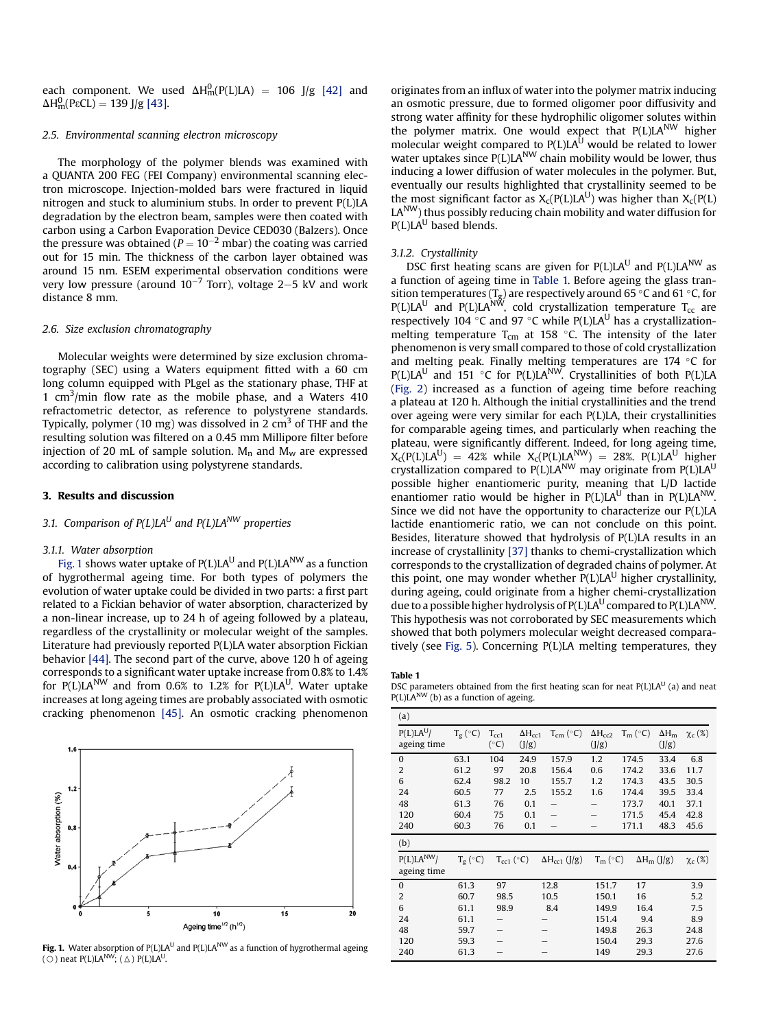each component. We used $\Delta H_m^0$(P(L)LA) = 106 J/g [42] and $\Delta H_m^0$(PεCL) = 139 J/g [43].

### 2.5. Environmental scanning electron microscopy

The morphology of the polymer blends was examined with a QUANTA 200 FEG (FEI Company) environmental scanning electron microscope. Injection-molded bars were fractured in liquid nitrogen and stuck to aluminium stubs. In order to prevent P(L)LA degradation by the electron beam, samples were then coated with carbon using a Carbon Evaporation Device CED030 (Balzers). Once the pressure was obtained ($P = 10^{-2}$ mbar) the coating was carried out for 15 min. The thickness of the carbon layer obtained was around 15 nm. ESEM experimental observation conditions were very low pressure (around $10^{-7}$ Torr), voltage 2–5 kV and work distance 8 mm.

### 2.6. Size exclusion chromatography

Molecular weights were determined by size exclusion chromatography (SEC) using a Waters equipment fitted with a 60 cm long column equipped with PLgel as the stationary phase, THF at 1 cm$^3$/min flow rate as the mobile phase, and a Waters 410 refractometric detector, as reference to polystyrene standards. Typically, polymer (10 mg) was dissolved in 2 cm$^3$ of THF and the resulting solution was filtered on a 0.45 mm Millipore filter before injection of 20 mL of sample solution. $M_n$ and $M_w$ are expressed according to calibration using polystyrene standards.

## 3. Results and discussion

### 3.1. Comparison of P(L)LA$^U$ and P(L)LA$^{NW}$ properties

#### 3.1.1. Water absorption

Fig. 1 shows water uptake of P(L)LA$^U$ and P(L)LA$^{NW}$ as a function of hygrothermal ageing time. For both types of polymers the evolution of water uptake could be divided in two parts: a first part related to a Fickian behavior of water absorption, characterized by a non-linear increase, up to 24 h of ageing followed by a plateau, regardless of the crystallinity or molecular weight of the samples. Literature had previously reported P(L)LA water absorption Fickian behavior [44]. The second part of the curve, above 120 h of ageing corresponds to a significant water uptake increase from 0.8% to 1.4% for P(L)LA$^{NW}$ and from 0.6% to 1.2% for P(L)LA$^U$. Water uptake increases at long ageing times are probably associated with osmotic cracking phenomenon [45]. An osmotic cracking phenomenon originates from an influx of water into the polymer matrix inducing an osmotic pressure, due to formed oligomer poor diffusivity and strong water affinity for these hydrophilic oligomer solutes within the polymer matrix. One would expect that P(L)LA$^{NW}$ higher molecular weight compared to P(L)LA$^U$ would be related to lower water uptakes since P(L)LA$^{NW}$ chain mobility would be lower, thus inducing a lower diffusion of water molecules in the polymer. But, eventually our results highlighted that crystallinity seemed to be the most significant factor as $X_c$(P(L)LA$^U$) was higher than $X_c$(P(L)LA$^{NW}$) thus possibly reducing chain mobility and water diffusion for P(L)LA$^U$ based blends.

Fig. 1. Water absorption of P(L)LA$^U$ and P(L)LA$^{NW}$ as a function of hygrothermal ageing (○) neat P(L)LA$^{NW}$; (△) P(L)LA$^U$.

#### 3.1.2. Crystallinity

DSC first heating scans are given for P(L)LA$^U$ and P(L)LA$^{NW}$ as a function of ageing time in Table 1. Before ageing the glass transition temperatures ($T_g$) are respectively around 65 °C and 61 °C, for P(L)LA$^U$ and P(L)LA$^{NW}$, cold crystallization temperature $T_{cc}$ are respectively 104 °C and 97 °C while P(L)LA$^U$ has a crystallization-melting temperature $T_{cm}$ at 158 °C. The intensity of the later phenomenon is very small compared to those of cold crystallization and melting peak. Finally melting temperatures are 174 °C for P(L)LA$^U$ and 151 °C for P(L)LA$^{NW}$. Crystallinities of both P(L)LA (Fig. 2) increased as a function of ageing time before reaching a plateau at 120 h. Although the initial crystallinities and the trend over ageing were very similar for each P(L)LA, their crystallinities for comparable ageing times, and particularly when reaching the plateau, were significantly different. Indeed, for long ageing time, $X_c$(P(L)LA$^U$) = 42% while $X_c$(P(L)LA$^{NW}$) = 28%. P(L)LA$^U$ higher crystallization compared to P(L)LA$^{NW}$ may originate from P(L)LA$^U$ possible higher enantiomeric purity, meaning that L/D lactide enantiomer ratio would be higher in P(L)LA$^U$ than in P(L)LA$^{NW}$. Since we did not have the opportunity to characterize our P(L)LA lactide enantiomeric ratio, we can not conclude on this point. Besides, literature showed that hydrolysis of P(L)LA results in an increase of crystallinity [37] thanks to chemi-crystallization which corresponds to the crystallization of degraded chains of polymer. At this point, one may wonder whether P(L)LA$^U$ higher crystallinity, during ageing, could originate from a higher chemi-crystallization due to a possible higher hydrolysis of P(L)LA$^U$ compared to P(L)LA$^{NW}$. This hypothesis was not corroborated by SEC measurements which showed that both polymers molecular weight decreased comparatively (see Fig. 5). Concerning P(L)LA melting temperatures, they

**Table 1**
DSC parameters obtained from the first heating scan for neat P(L)LA$^U$ (a) and neat P(L)LA$^{NW}$ (b) as a function of ageing.

(a)

| P(L)LA$^U$/ ageing time | $T_g$ (°C) | $T_{cc1}$ (°C) | $\Delta H_{cc1}$ (J/g) | $T_{cm}$ (°C) | $\Delta H_{cc2}$ (J/g) | $T_m$ (°C) | $\Delta H_m$ (J/g) | $\chi_c$ (%) |
|---|---|---|---|---|---|---|---|---|
| 0 | 63.1 | 104 | 24.9 | 157.9 | 1.2 | 174.5 | 33.4 | 6.8 |
| 2 | 61.2 | 97 | 20.8 | 156.4 | 0.6 | 174.2 | 33.6 | 11.7 |
| 6 | 62.4 | 98.2 | 10 | 155.7 | 1.2 | 174.3 | 43.5 | 30.5 |
| 24 | 60.5 | 77 | 2.5 | 155.2 | 1.6 | 174.4 | 39.5 | 33.4 |
| 48 | 61.3 | 76 | 0.1 | – | – | 173.7 | 40.1 | 37.1 |
| 120 | 60.4 | 75 | 0.1 | – | – | 171.5 | 45.4 | 42.8 |
| 240 | 60.3 | 76 | 0.1 | – | – | 171.1 | 48.3 | 45.6 |

(b)

| P(L)LA$^{NW}$/ ageing time | $T_g$ (°C) | $T_{cc1}$ (°C) | $\Delta H_{cc1}$ (J/g) | $T_m$ (°C) | $\Delta H_m$ (J/g) | $\chi_c$ (%) |
|---|---|---|---|---|---|---|
| 0 | 61.3 | 97 | 12.8 | 151.7 | 17 | 3.9 |
| 2 | 60.7 | 98.5 | 10.5 | 150.1 | 16 | 5.2 |
| 6 | 61.1 | 98.9 | 8.4 | 149.9 | 16.4 | 7.5 |
| 24 | 61.1 | – | – | 151.4 | 9.4 | 8.9 |
| 48 | 59.7 | – | – | 149.8 | 26.3 | 24.8 |
| 120 | 59.3 | – | – | 150.4 | 29.3 | 27.6 |
| 240 | 61.3 | – | – | 149 | 29.3 | 27.6 |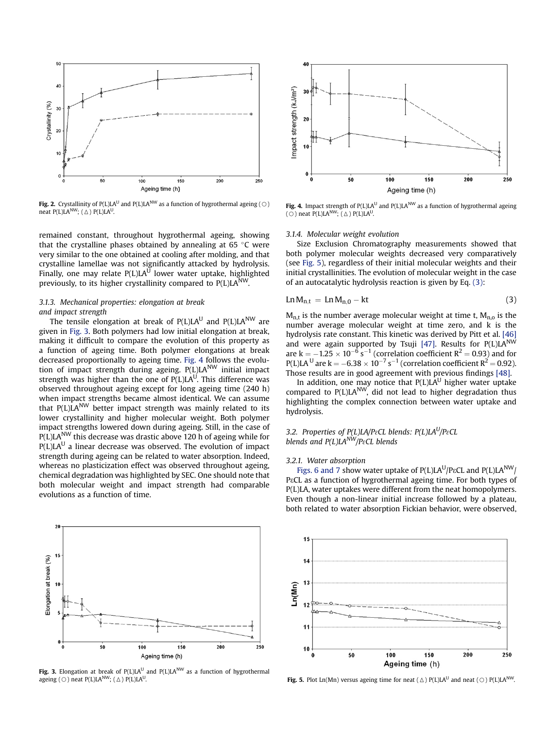Fig. 2. Crystallinity of P(L)LA[U] and P(L)LA[NW] as a function of hygrothermal ageing (○) neat P(L)LA[NW]; (△) P(L)LA[U].

remained constant, throughout hygrothermal ageing, showing that the crystalline phases obtained by annealing at 65 °C were very similar to the one obtained at cooling after molding, and that crystalline lamellae was not significantly attacked by hydrolysis. Finally, one may relate P(L)LA[U] lower water uptake, highlighted previously, to its higher crystallinity compared to P(L)LA[NW].

### 3.1.3. Mechanical properties: elongation at break and impact strength

The tensile elongation at break of P(L)LA[U] and P(L)LA[NW] are given in Fig. 3. Both polymers had low initial elongation at break, making it difficult to compare the evolution of this property as a function of ageing time. Both polymer elongations at break decreased proportionally to ageing time. Fig. 4 follows the evolution of impact strength during ageing. P(L)LA[NW] initial impact strength was higher than the one of P(L)LA[U]. This difference was observed throughout ageing except for long ageing time (240 h) when impact strengths became almost identical. We can assume that P(L)LA[NW] better impact strength was mainly related to its lower crystallinity and higher molecular weight. Both polymer impact strengths lowered down during ageing. Still, in the case of P(L)LA[NW] this decrease was drastic above 120 h of ageing while for P(L)LA[U] a linear decrease was observed. The evolution of impact strength during ageing can be related to water absorption. Indeed, whereas no plasticization effect was observed throughout ageing, chemical degradation was highlighted by SEC. One should note that both molecular weight and impact strength had comparable evolutions as a function of time.

Fig. 3. Elongation at break of P(L)LA[U] and P(L)LA[NW] as a function of hygrothermal ageing (○) neat P(L)LA[NW]; (△) P(L)LA[U].

Fig. 4. Impact strength of P(L)LA[U] and P(L)LA[NW] as a function of hygrothermal ageing (○) neat P(L)LA[NW]; (△) P(L)LA[U].

### 3.1.4. Molecular weight evolution

Size Exclusion Chromatography measurements showed that both polymer molecular weights decreased very comparatively (see Fig. 5), regardless of their initial molecular weights and their initial crystallinities. The evolution of molecular weight in the case of an autocatalytic hydrolysis reaction is given by Eq. (3):

$$\text{Ln}\, M_{n,t} = \text{Ln}\, M_{n,0} - kt \tag{3}$$

$M_{n,t}$ is the number average molecular weight at time t, $M_{n,o}$ is the number average molecular weight at time zero, and k is the hydrolysis rate constant. This kinetic was derived by Pitt et al. [46] and were again supported by Tsuji [47]. Results for P(L)LA[NW] are $k = -1.25 \times 10^{-6}\ s^{-1}$ (correlation coefficient $R^2 = 0.93$) and for P(L)LA[U] are $k = -6.38 \times 10^{-7}\ s^{-1}$ (correlation coefficient $R^2 = 0.92$). Those results are in good agreement with previous findings [48].

In addition, one may notice that P(L)LA[U] higher water uptake compared to P(L)LA[NW], did not lead to higher degradation thus highlighting the complex connection between water uptake and hydrolysis.

## 3.2. Properties of P(L)LA/PεCL blends: P(L)LA[U]/PεCL blends and P(L)LA[NW]/PεCL blends

### 3.2.1. Water absorption

Figs. 6 and 7 show water uptake of P(L)LA[U]/PεCL and P(L)LA[NW]/PεCL as a function of hygrothermal ageing time. For both types of P(L)LA, water uptakes were different from the neat homopolymers. Even though a non-linear initial increase followed by a plateau, both related to water absorption Fickian behavior, were observed,

Fig. 5. Plot Ln(Mn) versus ageing time for neat (△) P(L)LA[U] and neat (○) P(L)LA[NW].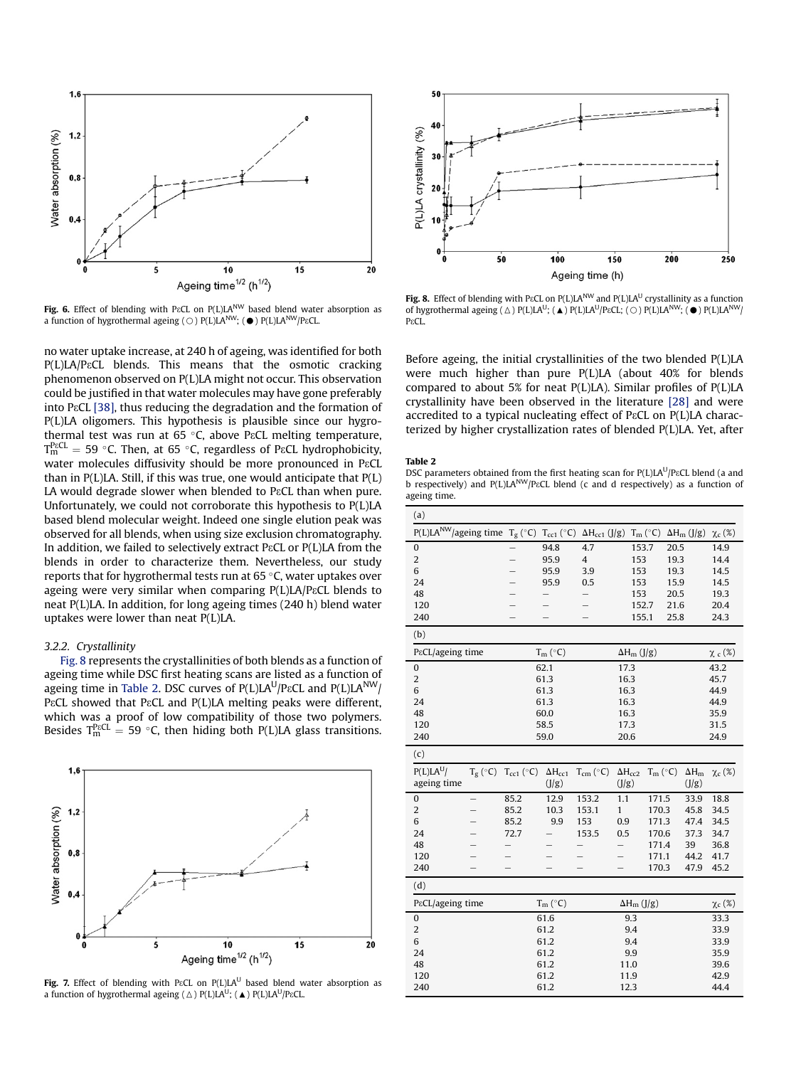Fig. 6. Effect of blending with PεCL on $P(L)LA^{NW}$ based blend water absorption as a function of hygrothermal ageing (○) $P(L)LA^{NW}$; (●) $P(L)LA^{NW}$/PεCL.

no water uptake increase, at 240 h of ageing, was identified for both P(L)LA/PεCL blends. This means that the osmotic cracking phenomenon observed on P(L)LA might not occur. This observation could be justified in that water molecules may have gone preferably into PεCL [38], thus reducing the degradation and the formation of P(L)LA oligomers. This hypothesis is plausible since our hygrothermal test was run at 65 °C, above PεCL melting temperature, $T_m^{P\varepsilon CL} = 59$ °C. Then, at 65 °C, regardless of PεCL hydrophobicity, water molecules diffusivity should be more pronounced in PεCL than in P(L)LA. Still, if this was true, one would anticipate that P(L)LA would degrade slower when blended to PεCL than when pure. Unfortunately, we could not corroborate this hypothesis to P(L)LA based blend molecular weight. Indeed one single elution peak was observed for all blends, when using size exclusion chromatography. In addition, we failed to selectively extract PεCL or P(L)LA from the blends in order to characterize them. Nevertheless, our study reports that for hygrothermal tests run at 65 °C, water uptakes over ageing were very similar when comparing P(L)LA/PεCL blends to neat P(L)LA. In addition, for long ageing times (240 h) blend water uptakes were lower than neat P(L)LA.

### 3.2.2. Crystallinity

Fig. 8 represents the crystallinities of both blends as a function of ageing time while DSC first heating scans are listed as a function of ageing time in Table 2. DSC curves of $P(L)LA^{U}$/PεCL and $P(L)LA^{NW}$/PεCL showed that PεCL and P(L)LA melting peaks were different, which was a proof of low compatibility of those two polymers. Besides $T_m^{P\varepsilon CL} = 59$ °C, then hiding both P(L)LA glass transitions.

Fig. 7. Effect of blending with PεCL on $P(L)LA^{U}$ based blend water absorption as a function of hygrothermal ageing (△) $P(L)LA^{U}$; (▲) $P(L)LA^{U}$/PεCL.

Fig. 8. Effect of blending with PεCL on $P(L)LA^{NW}$ and $P(L)LA^{U}$ crystallinity as a function of hygrothermal ageing (△) $P(L)LA^{U}$; (▲) $P(L)LA^{U}$/PεCL; (○) $P(L)LA^{NW}$; (●) $P(L)LA^{NW}$/PεCL.

Before ageing, the initial crystallinities of the two blended P(L)LA were much higher than pure P(L)LA (about 40% for blends compared to about 5% for neat P(L)LA). Similar profiles of P(L)LA crystallinity have been observed in the literature [28] and were accredited to a typical nucleating effect of PεCL on P(L)LA characterized by higher crystallization rates of blended P(L)LA. Yet, after

**Table 2**
DSC parameters obtained from the first heating scan for $P(L)LA^{U}$/PεCL blend (a and b respectively) and $P(L)LA^{NW}$/PεCL blend (c and d respectively) as a function of ageing time.

(a)

| $P(L)LA^{NW}$/ageing time | $T_g$ (°C) | $T_{cc1}$ (°C) | $\Delta H_{cc1}$ (J/g) | $T_m$ (°C) | $\Delta H_m$ (J/g) | $\chi_c$ (%) |
|---|---|---|---|---|---|---|
| 0 | – | 94.8 | 4.7 | 153.7 | 20.5 | 14.9 |
| 2 | – | 95.9 | 4 | 153 | 19.3 | 14.4 |
| 6 | – | 95.9 | 3.9 | 153 | 19.3 | 14.5 |
| 24 | – | 95.9 | 0.5 | 153 | 15.9 | 14.5 |
| 48 | – | – | – | 153 | 20.5 | 19.3 |
| 120 | – | – | – | 152.7 | 21.6 | 20.4 |
| 240 | – | – | – | 155.1 | 25.8 | 24.3 |

(b)

| PεCL/ageing time | $T_m$ (°C) | $\Delta H_m$ (J/g) | $\chi_c$ (%) |
|---|---|---|---|
| 0 | 62.1 | 17.3 | 43.2 |
| 2 | 61.3 | 16.3 | 45.7 |
| 6 | 61.3 | 16.3 | 44.9 |
| 24 | 61.3 | 16.3 | 44.9 |
| 48 | 60.0 | 16.3 | 35.9 |
| 120 | 58.5 | 17.3 | 31.5 |
| 240 | 59.0 | 20.6 | 24.9 |

(c)

| $P(L)LA^{U}$/ ageing time | $T_g$ (°C) | $T_{cc1}$ (°C) | $\Delta H_{cc1}$ (J/g) | $T_{cm}$ (°C) | $\Delta H_{cc2}$ (J/g) | $T_m$ (°C) | $\Delta H_m$ (J/g) | $\chi_c$ (%) |
|---|---|---|---|---|---|---|---|---|
| 0 | – | 85.2 | 12.9 | 153.2 | 1.1 | 171.5 | 33.9 | 18.8 |
| 2 | – | 85.2 | 10.3 | 153.1 | 1 | 170.3 | 45.8 | 34.5 |
| 6 | – | 85.2 | 9.9 | 153 | 0.9 | 171.3 | 47.4 | 34.5 |
| 24 | – | 72.7 | – | 153.5 | 0.5 | 170.6 | 37.3 | 34.7 |
| 48 | – | – | – | – | – | 171.4 | 39 | 36.8 |
| 120 | – | – | – | – | – | 171.1 | 44.2 | 41.7 |
| 240 | – | – | – | – | – | 170.3 | 47.9 | 45.2 |

(d)

| PεCL/ageing time | $T_m$ (°C) | $\Delta H_m$ (J/g) | $\chi_c$ (%) |
|---|---|---|---|
| 0 | 61.6 | 9.3 | 33.3 |
| 2 | 61.2 | 9.4 | 33.9 |
| 6 | 61.2 | 9.4 | 33.9 |
| 24 | 61.2 | 9.9 | 35.9 |
| 48 | 61.2 | 11.0 | 39.6 |
| 120 | 61.2 | 11.9 | 42.9 |
| 240 | 61.2 | 12.3 | 44.4 |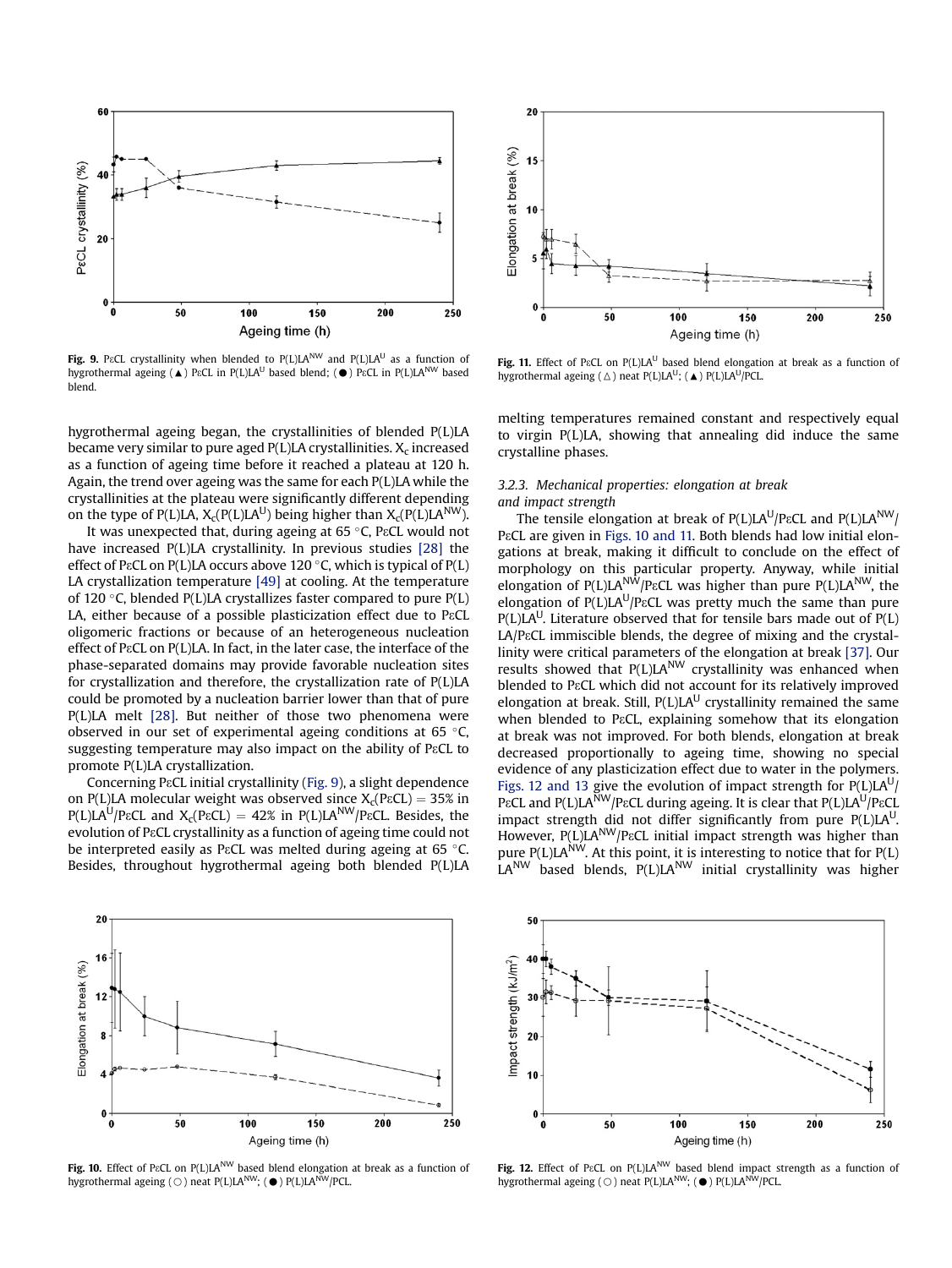Fig. 9. PεCL crystallinity when blended to $P(L)LA^{NW}$ and $P(L)LA^{U}$ as a function of hygrothermal ageing (▲) PεCL in $P(L)LA^{U}$ based blend; (●) PεCL in $P(L)LA^{NW}$ based blend.

Fig. 11. Effect of PεCL on $P(L)LA^{U}$ based blend elongation at break as a function of hygrothermal ageing (△) neat $P(L)LA^{U}$; (▲) $P(L)LA^{U}$/PCL.

hygrothermal ageing began, the crystallinities of blended P(L)LA became very similar to pure aged P(L)LA crystallinities. $X_c$ increased as a function of ageing time before it reached a plateau at 120 h. Again, the trend over ageing was the same for each P(L)LA while the crystallinities at the plateau were significantly different depending on the type of P(L)LA, $X_c(P(L)LA^{U})$ being higher than $X_c(P(L)LA^{NW})$.

It was unexpected that, during ageing at 65 °C, PεCL would not have increased P(L)LA crystallinity. In previous studies [28] the effect of PεCL on P(L)LA occurs above 120 °C, which is typical of P(L)LA crystallization temperature [49] at cooling. At the temperature of 120 °C, blended P(L)LA crystallizes faster compared to pure P(L)LA, either because of a possible plasticization effect due to PεCL oligomeric fractions or because of an heterogeneous nucleation effect of PεCL on P(L)LA. In fact, in the later case, the interface of the phase-separated domains may provide favorable nucleation sites for crystallization and therefore, the crystallization rate of P(L)LA could be promoted by a nucleation barrier lower than that of pure P(L)LA melt [28]. But neither of those two phenomena were observed in our set of experimental ageing conditions at 65 °C, suggesting temperature may also impact on the ability of PεCL to promote P(L)LA crystallization.

Concerning PεCL initial crystallinity (Fig. 9), a slight dependence on P(L)LA molecular weight was observed since $X_c(P\varepsilon CL) = 35\%$ in $P(L)LA^{U}$/PεCL and $X_c(P\varepsilon CL) = 42\%$ in $P(L)LA^{NW}$/PεCL. Besides, the evolution of PεCL crystallinity as a function of ageing time could not be interpreted easily as PεCL was melted during ageing at 65 °C. Besides, throughout hygrothermal ageing both blended P(L)LA melting temperatures remained constant and respectively equal to virgin P(L)LA, showing that annealing did induce the same crystalline phases.

### 3.2.3. Mechanical properties: elongation at break and impact strength

The tensile elongation at break of $P(L)LA^{U}$/PεCL and $P(L)LA^{NW}$/PεCL are given in Figs. 10 and 11. Both blends had low initial elongations at break, making it difficult to conclude on the effect of morphology on this particular property. Anyway, while initial elongation of $P(L)LA^{NW}$/PεCL was higher than pure $P(L)LA^{NW}$, the elongation of $P(L)LA^{U}$/PεCL was pretty much the same than pure $P(L)LA^{U}$. Literature observed that for tensile bars made out of P(L)LA/PεCL immiscible blends, the degree of mixing and the crystallinity were critical parameters of the elongation at break [37]. Our results showed that $P(L)LA^{NW}$ crystallinity was enhanced when blended to PεCL which did not account for its relatively improved elongation at break. Still, $P(L)LA^{U}$ crystallinity remained the same when blended to PεCL, explaining somehow that its elongation at break was not improved. For both blends, elongation at break decreased proportionally to ageing time, showing no special evidence of any plasticization effect due to water in the polymers. Figs. 12 and 13 give the evolution of impact strength for $P(L)LA^{U}$/PεCL and $P(L)LA^{NW}$/PεCL during ageing. It is clear that $P(L)LA^{U}$/PεCL impact strength did not differ significantly from pure $P(L)LA^{U}$. However, $P(L)LA^{NW}$/PεCL initial impact strength was higher than pure $P(L)LA^{NW}$. At this point, it is interesting to notice that for $P(L)LA^{NW}$ based blends, $P(L)LA^{NW}$ initial crystallinity was higher

Fig. 10. Effect of PεCL on $P(L)LA^{NW}$ based blend elongation at break as a function of hygrothermal ageing (○) neat $P(L)LA^{NW}$; (●) $P(L)LA^{NW}$/PCL.

Fig. 12. Effect of PεCL on $P(L)LA^{NW}$ based blend impact strength as a function of hygrothermal ageing (○) neat $P(L)LA^{NW}$; (●) $P(L)LA^{NW}$/PCL.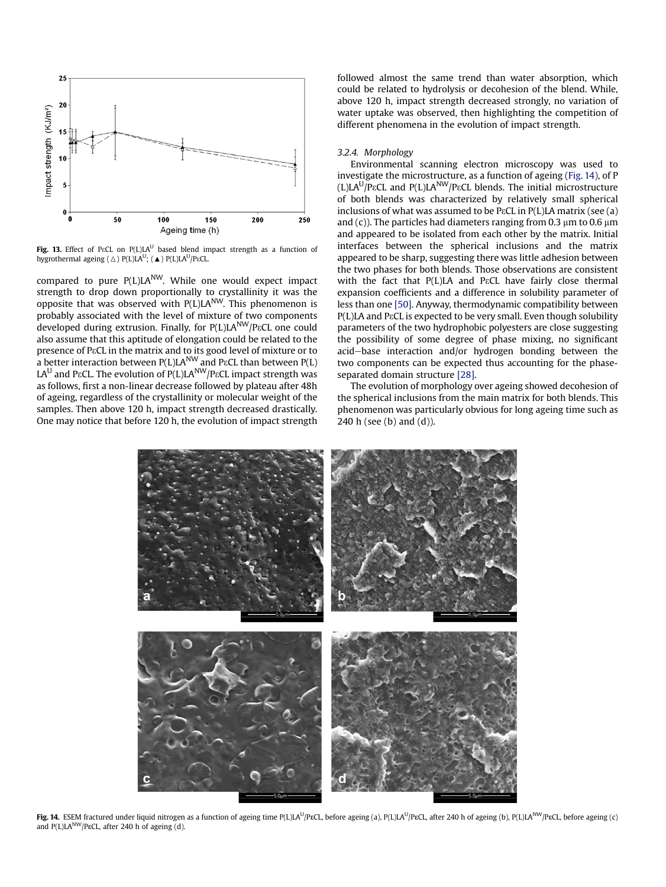Fig. 13. Effect of PεCL on P(L)LA$^{U}$ based blend impact strength as a function of hygrothermal ageing (△) P(L)LA$^{U}$; (▲) P(L)LA$^{U}$/PεCL.

compared to pure P(L)LA$^{NW}$. While one would expect impact strength to drop down proportionally to crystallinity it was the opposite that was observed with P(L)LA$^{NW}$. This phenomenon is probably associated with the level of mixture of two components developed during extrusion. Finally, for P(L)LA$^{NW}$/PεCL one could also assume that this aptitude of elongation could be related to the presence of PεCL in the matrix and to its good level of mixture or to a better interaction between P(L)LA$^{NW}$ and PεCL than between P(L)LA$^{U}$ and PεCL. The evolution of P(L)LA$^{NW}$/PεCL impact strength was as follows, first a non-linear decrease followed by plateau after 48h of ageing, regardless of the crystallinity or molecular weight of the samples. Then above 120 h, impact strength decreased drastically. One may notice that before 120 h, the evolution of impact strength followed almost the same trend than water absorption, which could be related to hydrolysis or decohesion of the blend. While, above 120 h, impact strength decreased strongly, no variation of water uptake was observed, then highlighting the competition of different phenomena in the evolution of impact strength.

### 3.2.4. Morphology

Environmental scanning electron microscopy was used to investigate the microstructure, as a function of ageing (Fig. 14), of P(L)LA$^{U}$/PεCL and P(L)LA$^{NW}$/PεCL blends. The initial microstructure of both blends was characterized by relatively small spherical inclusions of what was assumed to be PεCL in P(L)LA matrix (see (a) and (c)). The particles had diameters ranging from 0.3 μm to 0.6 μm and appeared to be isolated from each other by the matrix. Initial interfaces between the spherical inclusions and the matrix appeared to be sharp, suggesting there was little adhesion between the two phases for both blends. Those observations are consistent with the fact that P(L)LA and PεCL have fairly close thermal expansion coefficients and a difference in solubility parameter of less than one [50]. Anyway, thermodynamic compatibility between P(L)LA and PεCL is expected to be very small. Even though solubility parameters of the two hydrophobic polyesters are close suggesting the possibility of some degree of phase mixing, no significant acid–base interaction and/or hydrogen bonding between the two components can be expected thus accounting for the phase-separated domain structure [28].

The evolution of morphology over ageing showed decohesion of the spherical inclusions from the main matrix for both blends. This phenomenon was particularly obvious for long ageing time such as 240 h (see (b) and (d)).

Fig. 14. ESEM fractured under liquid nitrogen as a function of ageing time P(L)LA$^{U}$/PεCL, before ageing (a), P(L)LA$^{U}$/PεCL, after 240 h of ageing (b), P(L)LA$^{NW}$/PεCL, before ageing (c) and P(L)LA$^{NW}$/PεCL, after 240 h of ageing (d).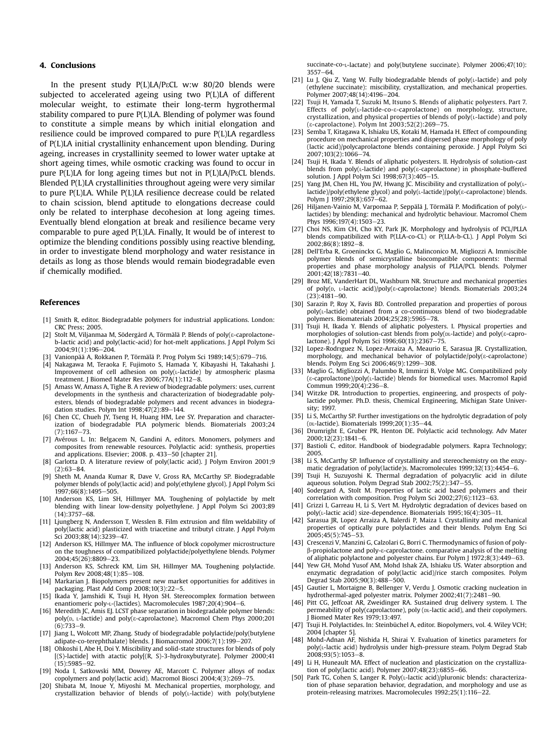## 4. Conclusions

In the present study P(L)LA/PεCL w:w 80/20 blends were subjected to accelerated ageing using two P(L)LA of different molecular weight, to estimate their long-term hygrothermal stability compared to pure P(L)LA. Blending of polymer was found to constitute a simple means by which initial elongation and resilience could be improved compared to pure P(L)LA regardless of P(L)LA initial crystallinity enhancement upon blending. During ageing, increases in crystallinity seemed to lower water uptake at short ageing times, while osmotic cracking was found to occur in pure P(L)LA for long ageing times but not in P(L)LA/PεCL blends. Blended P(L)LA crystallinities throughout ageing were very similar to pure P(L)LA. While P(L)LA resilience decrease could be related to chain scission, blend aptitude to elongations decrease could only be related to interphase decohesion at long ageing times. Eventually blend elongation at break and resilience became very comparable to pure aged P(L)LA. Finally, It would be of interest to optimize the blending conditions possibly using reactive blending, in order to investigate blend morphology and water resistance in details as long as those blends would remain biodegradable even if chemically modified.

## References

[1] Smith R, editor. Biodegradable polymers for industrial applications. London: CRC Press; 2005.

[2] Stolt M, Viljanmaa M, Södergård A, Törmälä P. Blends of poly(ε-caprolactone-b-lactic acid) and poly(lactic-acid) for hot-melt applications. J Appl Polym Sci 2004;91(1):196–204.

[3] Vanionpää A, Rokkanen P, Törmälä P. Prog Polym Sci 1989;14(5):679–716.

[4] Nakagawa M, Teraoka F, Fujimoto S, Hamada Y, Kibayashi H, Takahashi J. Improvement of cell adhesion on poly(L-lactide) by atmospheric plasma treatment. J Biomed Mater Res 2006;77A(1):112–8.

[5] Amass W, Amass A, Tighe B. A review of biodegradable polymers: uses, current developments in the synthesis and characterization of biodegradable polyesters, blends of biodegradable polymers and recent advances in biodegradation studies. Polym Int 1998;47(2):89–144.

[6] Chen CC, Chueh JY, Tseng H, Huang HM, Lee SY. Preparation and characterization of biodegradable PLA polymeric blends. Biomaterials 2003;24 (7):1167–73.

[7] Avérous L. In: Belgacem N, Gandini A, editors. Monomers, polymers and composites from renewable resources. Polylactic acid: synthesis, properties and applications. Elsevier; 2008. p. 433–50 [chapter 21].

[8] Garlotta D. A literature review of poly(lactic acid). J Polym Environ 2001;9 (2):63–84.

[9] Sheth M, Ananda Kumar R, Dave V, Gross RA, McCarthy SP. Biodegradable polymer blends of poly(lactic acid) and poly(ethylene glycol). J Appl Polym Sci 1997;66(8):1495–505.

[10] Anderson KS, Lim SH, Hillmyer MA. Toughening of polylactide by melt blending with linear low-density polyethylene. J Appl Polym Sci 2003;89 (14):3757–68.

[11] Ljungberg N, Andersson T, Wesslen B. Film extrusion and film weldability of poly(lactic acid) plasticized with triacetine and tributyl citrate. J Appl Polym Sci 2003;88(14):3239–47.

[12] Anderson KS, Hillmyer MA. The influence of block copolymer microstructure on the toughness of compatibilized polylactide/polyethylene blends. Polymer 2004;45(26):8809–23.

[13] Anderson KS, Schreck KM, Lim SH, Hillmyer MA. Toughening polylactide. Polym Rev 2008;48(1):85–108.

[14] Markarian J. Biopolymers present new market opportunities for additives in packaging. Plast Add Comp 2008;10(3):22–5.

[15] Ikada Y, Jamshidi K, Tsuji H, Hyon SH. Stereocomplex formation between enantiomeric poly-L-(lactides). Macromolecules 1987;20(4):904–6.

[16] Meredith JC, Amis EJ. LCST phase separation in biodegradable polymer blends: poly(D, L-lactide) and poly(ε-caprolactone). Macromol Chem Phys 2000;201 (6):733–9.

[17] Jiang L, Wolcott MP, Zhang. Study of biodegradable polylactide/poly(butylene adipate-co-terephthalate) blends. J Biomacromol 2006;7(1):199–207.

[18] Ohkoshi I, Abe H, Doi Y. Miscibility and solid-state structures for blends of poly [(S)-lactide] with atactic poly[(R, S)-3-hydroxybutyrate]. Polymer 2000;41 (15):5985–92.

[19] Noda I, Satkowski MM, Dowrey AE, Marcott C. Polymer alloys of nodax copolymers and poly(lactic acid). Macromol Biosci 2004;4(3):269–75.

[20] Shibata M, Inoue Y, Miyoshi M. Mechanical properties, morphology, and crystallization behavior of blends of poly(L-lactide) with poly(butylene succinate-co-L-lactate) and poly(butylene succinate). Polymer 2006;47(10): 3557–64.

[21] Lu J, Qiu Z, Yang W. Fully biodegradable blends of poly(L-lactide) and poly (ethylene succinate): miscibility, crystallization, and mechanical properties. Polymer 2007;48(14):4196–204.

[22] Tsuji H, Yamada T, Suzuki M, Itsuno S. Blends of aliphatic polyesters. Part 7. Effects of poly(L-lactide-co-ε-caprolactone) on morphology, structure, crystallization, and physical properties of blends of poly(L-lactide) and poly (ε-caprolactone). Polym Int 2003;52(2):269–75.

[23] Semba T, Kitagawa K, Ishiaku US, Kotaki M, Hamada H. Effect of compounding procedure on mechanical properties and dispersed phase morphology of poly (lactic acid)/polycaprolactone blends containing peroxide. J Appl Polym Sci 2007;103(2):1066–74.

[24] Tsuji H, Ikada Y. Blends of aliphatic polyesters. II. Hydrolysis of solution-cast blends from poly(L-lactide) and poly(ε-caprolactone) in phosphate-buffered solution. J Appl Polym Sci 1998;67(3):405–15.

[25] Yang JM, Chen HL, You JW, Hwang JC. Miscibility and crystallization of poly(L-lactide)/poly(ethylene glycol) and poly(L-lactide)/poly(ε-caprolactone) blends. Polym J 1997;29(8):657–62.

[26] Hiljanen-Vainio M, Varpomaa P, Seppälä J, Törmälä P. Modification of poly(L-lactides) by blending: mechanical and hydrolytic behaviour. Macromol Chem Phys 1996;197(4):1503–23.

[27] Choi NS, Kim CH, Cho KY, Park JK. Morphology and hydrolysis of PCL/PLLA blends compatibilized with P(LLA-co-CL) or P(LLA-b-CL). J Appl Polym Sci 2002;86(8):1892–8.

[28] Dell'Erba R, Groeninckx G, Maglio G, Malinconico M, Migliozzi A. Immiscible polymer blends of semicrystalline biocompatible components: thermal properties and phase morphology analysis of PLLA/PCL blends. Polymer 2001;42(18):7831–40.

[29] Broz ME, VanderHart DL, Washburn NR. Structure and mechanical properties of poly(D, L-lactic acid)/poly(ε-caprolactone) blends. Biomaterials 2003;24 (23):4181–90.

[30] Sarazin P, Roy X, Favis BD. Controlled preparation and properties of porous poly(L-lactide) obtained from a co-continuous blend of two biodegradable polymers. Biomaterials 2004;25(28):5965–78.

[31] Tsuji H, Ikada Y. Blends of aliphatic polyesters. I. Physical properties and morphologies of solution-cast blends from poly(DL-lactide) and poly(ε-caprolactone). J Appl Polym Sci 1996;60(13):2367–75.

[32] Lopez-Rodriguez N, Lopez-Arraiza A, Meaurio E, Sarasua JR. Crystallization, morphology, and mechanical behavior of polylactide/poly(ε-caprolactone) blends. Polym Eng Sci 2006;46(9):1299–308.

[33] Maglio G, Migliozzi A, Palumbo R, Immirzi B, Volpe MG. Compatibilized poly (ε-caprolactone)/poly(L-lactide) blends for biomedical uses. Macromol Rapid Commun 1999;20(4):236–8.

[34] Witzke DR. Introduction to properties, engineering, and prospects of polylactide polymer. Ph.D. thesis, Chemical Engineering, Michigan State University; 1997.

[35] Li S, McCarthy SP. Further investigations on the hydrolytic degradation of poly (DL-lactide). Biomaterials 1999;20(1):35–44.

[36] Drumright E, Gruber PR, Henton DE. Polylactic acid technology. Adv Mater 2000;12(23):1841–6.

[37] Bastioli C, editor. Handbook of biodegradable polymers. Rapra Technology; 2005.

[38] Li S, McCarthy SP. Influence of crystallinity and stereochemistry on the enzymatic degradation of poly(lactide)s. Macromolecules 1999;32(13):4454–6.

[39] Tsuji H, Suzuyoshi K. Thermal degradation of polyacrylic acid in dilute aqueous solution. Polym Degrad Stab 2002;75(2):347–55.

[40] Sodergard A, Stolt M. Properties of lactic acid based polymers and their correlation with composition. Prog Polym Sci 2002;27(6):1123–63.

[41] Grizzi I, Garreau H, Li S, Vert M. Hydrolytic degradation of devices based on poly(L-lactic acid) size-dependence. Biomaterials 1995;16(4):305–11.

[42] Sarasua JR, Lopez Arraiza A, Balerdi P, Maiza I. Crystallinity and mechanical properties of optically pure polylactides and their blends. Polym Eng Sci 2005;45(5):745–53.

[43] Crescenzi V, Manzini G, Calzolari G, Borri C. Thermodynamics of fusion of poly-β-propiolactone and poly-ε-caprolactone. comparative analysis of the melting of aliphatic polylactone and polyester chains. Eur Polym J 1972;8(3):449–63.

[44] Yew GH, Mohd Yusof AM, Mohd Ishak ZA, Ishiaku US. Water absorption and enzymatic degradation of poly(lactic acid)/rice starch composites. Polym Degrad Stab 2005;90(3):488–500.

[45] Gautier L, Mortaigne B, Bellenger V, Verdu J. Osmotic cracking nucleation in hydrothermal-aged polyester matrix. Polymer 2002;41(7):2481–90.

[46] Pitt CG, Jeffcoat AR, Zweidinger RA. Sustained drug delivery system. I. The permeability of poly(caprolactone), poly (DL-lactic acid), and their copolymers. J Biomed Mater Res 1979;13:497.

[47] Tsuji H. Polylactides. In: Steinbüchel A, editor. Biopolymers, vol. 4. Wiley VCH; 2004 [chapter 5].

[48] Mohd-Adnan AF, Nishida H, Shirai Y. Evaluation of kinetics parameters for poly(L-lactic acid) hydrolysis under high-pressure steam. Polym Degrad Stab 2008;93(5):1053–8.

[49] Li H, Huneault MA. Effect of nucleation and plasticization on the crystallization of poly(lactic acid). Polymer 2007;48(23):6855–66.

[50] Park TG, Cohen S, Langer R. Poly(L-lactic acid)/pluronic blends: characterization of phase separation behavior, degradation, and morphology and use as protein-releasing matrixes. Macromolecules 1992;25(1):116–22.